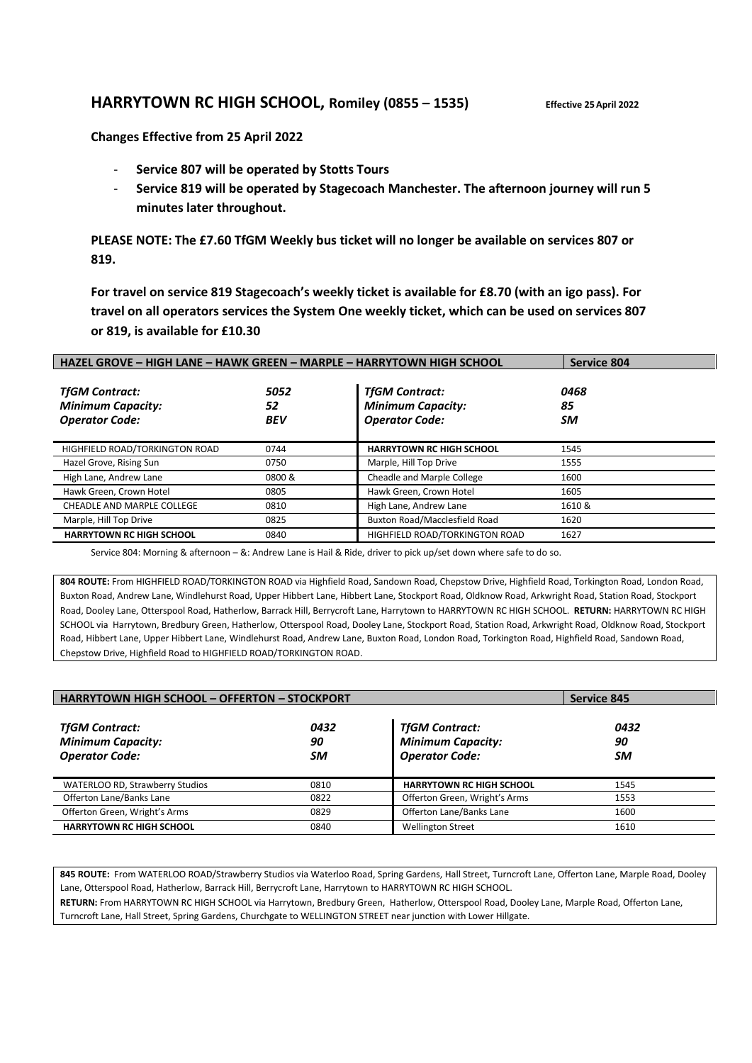## HARRYTOWN RC HIGH SCHOOL, Romiley (0855 – 1535)

**Effective 25 April 2022**

**Changes Effective from 25 April 2022**

- **Service 807 will be operated by Stotts Tours**
- **Service 819 will be operated by Stagecoach Manchester. The afternoon journey will run 5 minutes later throughout.**

**PLEASE NOTE: The £7.60 TfGM Weekly bus ticket will no longer be available on services 807 or 819.**

**For travel on service 819 Stagecoach's weekly ticket is available for £8.70 (with an igo pass). For travel on all operators services the System One weekly ticket, which can be used on services 807 or 819, is available for £10.30**

| HAZEL GROVE – HIGH LANE – HAWK GREEN – MARPLE – HARRYTOWN HIGH SCHOOL | | | Service 804 |
|---|---|---|---|
| *TfGM Contract:* | *5052* | *TfGM Contract:* | *0468* |
| *Minimum Capacity:* | *52* | *Minimum Capacity:* | *85* |
| *Operator Code:* | *BEV* | *Operator Code:* | *SM* |
| HIGHFIELD ROAD/TORKINGTON ROAD | 0744 | **HARRYTOWN RC HIGH SCHOOL** | 1545 |
| Hazel Grove, Rising Sun | 0750 | Marple, Hill Top Drive | 1555 |
| High Lane, Andrew Lane | 0800 & | Cheadle and Marple College | 1600 |
| Hawk Green, Crown Hotel | 0805 | Hawk Green, Crown Hotel | 1605 |
| CHEADLE AND MARPLE COLLEGE | 0810 | High Lane, Andrew Lane | 1610 & |
| Marple, Hill Top Drive | 0825 | Buxton Road/Macclesfield Road | 1620 |
| **HARRYTOWN RC HIGH SCHOOL** | 0840 | HIGHFIELD ROAD/TORKINGTON ROAD | 1627 |

Service 804: Morning & afternoon – &: Andrew Lane is Hail & Ride, driver to pick up/set down where safe to do so.

**804 ROUTE:** From HIGHFIELD ROAD/TORKINGTON ROAD via Highfield Road, Sandown Road, Chepstow Drive, Highfield Road, Torkington Road, London Road, Buxton Road, Andrew Lane, Windlehurst Road, Upper Hibbert Lane, Hibbert Lane, Stockport Road, Oldknow Road, Arkwright Road, Station Road, Stockport Road, Dooley Lane, Otterspool Road, Hatherlow, Barrack Hill, Berrycroft Lane, Harrytown to HARRYTOWN RC HIGH SCHOOL. **RETURN:** HARRYTOWN RC HIGH SCHOOL via Harrytown, Bredbury Green, Hatherlow, Otterspool Road, Dooley Lane, Stockport Road, Station Road, Arkwright Road, Oldknow Road, Stockport Road, Hibbert Lane, Upper Hibbert Lane, Windlehurst Road, Andrew Lane, Buxton Road, London Road, Torkington Road, Highfield Road, Sandown Road, Chepstow Drive, Highfield Road to HIGHFIELD ROAD/TORKINGTON ROAD.

| HARRYTOWN HIGH SCHOOL – OFFERTON – STOCKPORT | | | Service 845 |
|---|---|---|---|
| *TfGM Contract:* | *0432* | *TfGM Contract:* | *0432* |
| *Minimum Capacity:* | *90* | *Minimum Capacity:* | *90* |
| *Operator Code:* | *SM* | *Operator Code:* | *SM* |
| WATERLOO RD, Strawberry Studios | 0810 | **HARRYTOWN RC HIGH SCHOOL** | 1545 |
| Offerton Lane/Banks Lane | 0822 | Offerton Green, Wright's Arms | 1553 |
| Offerton Green, Wright's Arms | 0829 | Offerton Lane/Banks Lane | 1600 |
| **HARRYTOWN RC HIGH SCHOOL** | 0840 | Wellington Street | 1610 |

**845 ROUTE:** From WATERLOO ROAD/Strawberry Studios via Waterloo Road, Spring Gardens, Hall Street, Turncroft Lane, Offerton Lane, Marple Road, Dooley Lane, Otterspool Road, Hatherlow, Barrack Hill, Berrycroft Lane, Harrytown to HARRYTOWN RC HIGH SCHOOL.
**RETURN:** From HARRYTOWN RC HIGH SCHOOL via Harrytown, Bredbury Green, Hatherlow, Otterspool Road, Dooley Lane, Marple Road, Offerton Lane, Turncroft Lane, Hall Street, Spring Gardens, Churchgate to WELLINGTON STREET near junction with Lower Hillgate.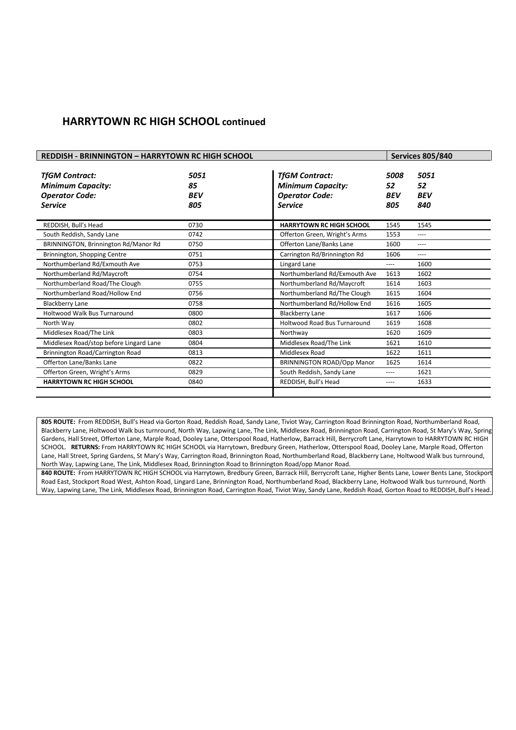## HARRYTOWN RC HIGH SCHOOL continued

**REDDISH - BRINNINGTON – HARRYTOWN RC HIGH SCHOOL** | **Services 805/840**

| *TfGM Contract:* | *5051* |
|---|---|
| *Minimum Capacity:* | *85* |
| *Operator Code:* | *BEV* |
| *Service* | *805* |
| REDDISH, Bull's Head | 0730 |
| South Reddish, Sandy Lane | 0742 |
| BRINNINGTON, Brinnington Rd/Manor Rd | 0750 |
| Brinnington, Shopping Centre | 0751 |
| Northumberland Rd/Exmouth Ave | 0753 |
| Northumberland Rd/Maycroft | 0754 |
| Northumberland Road/The Clough | 0755 |
| Northumberland Road/Hollow End | 0756 |
| Blackberry Lane | 0758 |
| Holtwood Walk Bus Turnaround | 0800 |
| North Way | 0802 |
| Middlesex Road/The Link | 0803 |
| Middlesex Road/stop before Lingard Lane | 0804 |
| Brinnington Road/Carrington Road | 0813 |
| Offerton Lane/Banks Lane | 0822 |
| Offerton Green, Wright's Arms | 0829 |
| **HARRYTOWN RC HIGH SCHOOL** | 0840 |

| *TfGM Contract:* | *5008* | *5051* |
|---|---|---|
| *Minimum Capacity:* | *52* | *52* |
| *Operator Code:* | *BEV* | *BEV* |
| *Service* | *805* | *840* |
| **HARRYTOWN RC HIGH SCHOOL** | 1545 | 1545 |
| Offerton Green, Wright's Arms | 1553 | ---- |
| Offerton Lane/Banks Lane | 1600 | ---- |
| Carrington Rd/Brinnington Rd | 1606 | ---- |
| Lingard Lane | ---- | 1600 |
| Northumberland Rd/Exmouth Ave | 1613 | 1602 |
| Northumberland Rd/Maycroft | 1614 | 1603 |
| Northumberland Rd/The Clough | 1615 | 1604 |
| Northumberland Rd/Hollow End | 1616 | 1605 |
| Blackberry Lane | 1617 | 1606 |
| Holtwood Road Bus Turnaround | 1619 | 1608 |
| Northway | 1620 | 1609 |
| Middlesex Road/The Link | 1621 | 1610 |
| Middlesex Road | 1622 | 1611 |
| BRINNINGTON ROAD/Opp Manor | 1625 | 1614 |
| South Reddish, Sandy Lane | ---- | 1621 |
| REDDISH, Bull's Head | ---- | 1633 |

**805 ROUTE:** From REDDISH, Bull's Head via Gorton Road, Reddish Road, Sandy Lane, Tiviot Way, Carrington Road Brinnington Road, Northumberland Road, Blackberry Lane, Holtwood Walk bus turnround, North Way, Lapwing Lane, The Link, Middlesex Road, Brinnington Road, Carrington Road, St Mary's Way, Spring Gardens, Hall Street, Offerton Lane, Marple Road, Dooley Lane, Otterspool Road, Hatherlow, Barrack Hill, Berrycroft Lane, Harrytown to HARRYTOWN RC HIGH SCHOOL. **RETURNS:** From HARRYTOWN RC HIGH SCHOOL via Harrytown, Bredbury Green, Hatherlow, Otterspool Road, Dooley Lane, Marple Road, Offerton Lane, Hall Street, Spring Gardens, St Mary's Way, Carrington Road, Brinnington Road, Northumberland Road, Blackberry Lane, Holtwood Walk bus turnround, North Way, Lapwing Lane, The Link, Middlesex Road, Brinnington Road to Brinnington Road/opp Manor Road.

**840 ROUTE:** From HARRYTOWN RC HIGH SCHOOL via Harrytown, Bredbury Green, Barrack Hill, Berrycroft Lane, Higher Bents Lane, Lower Bents Lane, Stockport Road East, Stockport Road West, Ashton Road, Lingard Lane, Brinnington Road, Northumberland Road, Blackberry Lane, Holtwood Walk bus turnround, North Way, Lapwing Lane, The Link, Middlesex Road, Brinnington Road, Carrington Road, Tiviot Way, Sandy Lane, Reddish Road, Gorton Road to REDDISH, Bull's Head.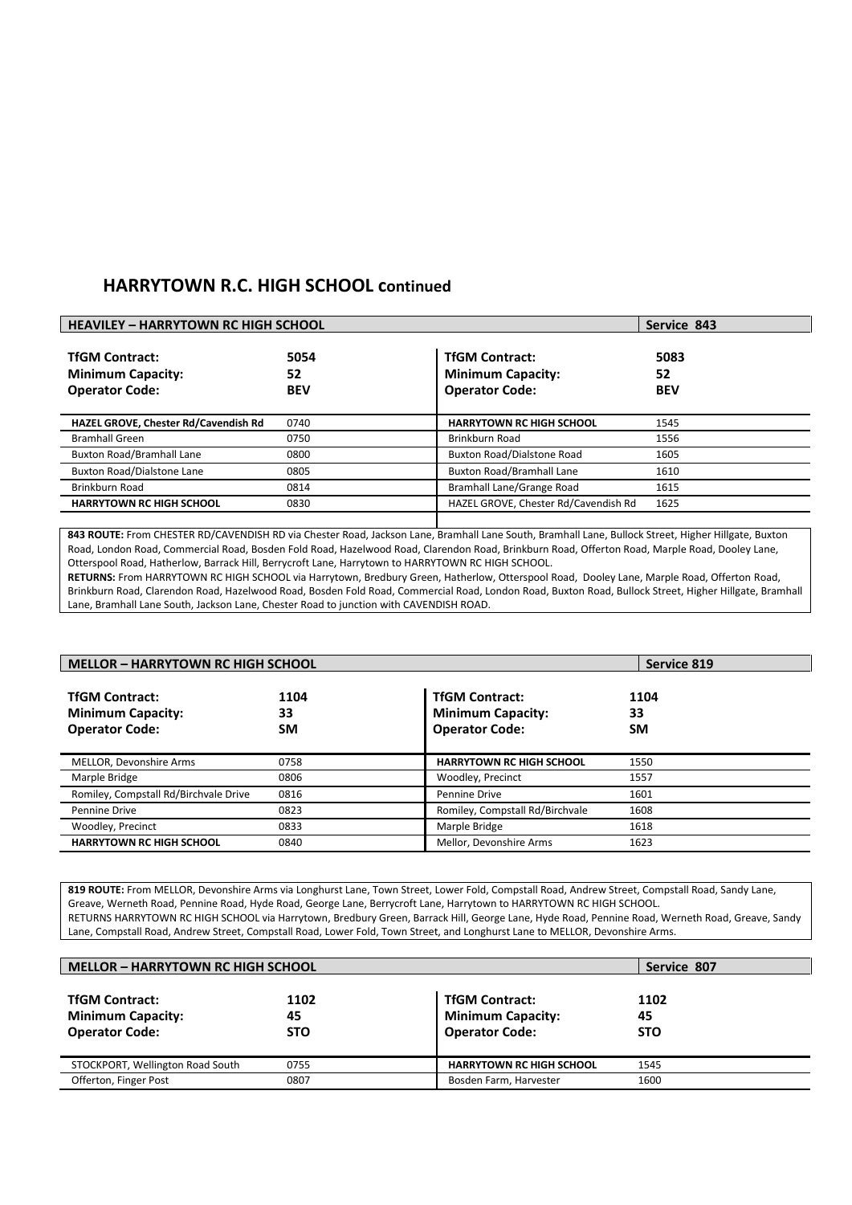## HARRYTOWN R.C. HIGH SCHOOL continued

### HEAVILEY – HARRYTOWN RC HIGH SCHOOL — Service 843

| TfGM Contract: | 5054 | TfGM Contract: | 5083 |
|---|---|---|---|
| Minimum Capacity: | 52 | Minimum Capacity: | 52 |
| Operator Code: | BEV | Operator Code: | BEV |

| | | | |
|---|---|---|---|
| **HAZEL GROVE, Chester Rd/Cavendish Rd** | 0740 | **HARRYTOWN RC HIGH SCHOOL** | 1545 |
| Bramhall Green | 0750 | Brinkburn Road | 1556 |
| Buxton Road/Bramhall Lane | 0800 | Buxton Road/Dialstone Road | 1605 |
| Buxton Road/Dialstone Lane | 0805 | Buxton Road/Bramhall Lane | 1610 |
| Brinkburn Road | 0814 | Bramhall Lane/Grange Road | 1615 |
| **HARRYTOWN RC HIGH SCHOOL** | 0830 | HAZEL GROVE, Chester Rd/Cavendish Rd | 1625 |

**843 ROUTE:** From CHESTER RD/CAVENDISH RD via Chester Road, Jackson Lane, Bramhall Lane South, Bramhall Lane, Bullock Street, Higher Hillgate, Buxton Road, London Road, Commercial Road, Bosden Fold Road, Hazelwood Road, Clarendon Road, Brinkburn Road, Offerton Road, Marple Road, Dooley Lane, Otterspool Road, Hatherlow, Barrack Hill, Berrycroft Lane, Harrytown to HARRYTOWN RC HIGH SCHOOL.
**RETURNS:** From HARRYTOWN RC HIGH SCHOOL via Harrytown, Bredbury Green, Hatherlow, Otterspool Road, Dooley Lane, Marple Road, Offerton Road, Brinkburn Road, Clarendon Road, Hazelwood Road, Bosden Fold Road, Commercial Road, London Road, Buxton Road, Bullock Street, Higher Hillgate, Bramhall Lane, Bramhall Lane South, Jackson Lane, Chester Road to junction with CAVENDISH ROAD.

### MELLOR – HARRYTOWN RC HIGH SCHOOL — Service 819

| TfGM Contract: | 1104 | TfGM Contract: | 1104 |
|---|---|---|---|
| Minimum Capacity: | 33 | Minimum Capacity: | 33 |
| Operator Code: | SM | Operator Code: | SM |

| | | | |
|---|---|---|---|
| MELLOR, Devonshire Arms | 0758 | **HARRYTOWN RC HIGH SCHOOL** | 1550 |
| Marple Bridge | 0806 | Woodley, Precinct | 1557 |
| Romiley, Compstall Rd/Birchvale Drive | 0816 | Pennine Drive | 1601 |
| Pennine Drive | 0823 | Romiley, Compstall Rd/Birchvale | 1608 |
| Woodley, Precinct | 0833 | Marple Bridge | 1618 |
| **HARRYTOWN RC HIGH SCHOOL** | 0840 | Mellor, Devonshire Arms | 1623 |

**819 ROUTE:** From MELLOR, Devonshire Arms via Longhurst Lane, Town Street, Lower Fold, Compstall Road, Andrew Street, Compstall Road, Sandy Lane, Greave, Werneth Road, Pennine Road, Hyde Road, George Lane, Berrycroft Lane, Harrytown to HARRYTOWN RC HIGH SCHOOL.
RETURNS HARRYTOWN RC HIGH SCHOOL via Harrytown, Bredbury Green, Barrack Hill, George Lane, Hyde Road, Pennine Road, Werneth Road, Greave, Sandy Lane, Compstall Road, Andrew Street, Compstall Road, Lower Fold, Town Street, and Longhurst Lane to MELLOR, Devonshire Arms.

### MELLOR – HARRYTOWN RC HIGH SCHOOL — Service 807

| TfGM Contract: | 1102 | TfGM Contract: | 1102 |
|---|---|---|---|
| Minimum Capacity: | 45 | Minimum Capacity: | 45 |
| Operator Code: | STO | Operator Code: | STO |

| | | | |
|---|---|---|---|
| STOCKPORT, Wellington Road South | 0755 | **HARRYTOWN RC HIGH SCHOOL** | 1545 |
| Offerton, Finger Post | 0807 | Bosden Farm, Harvester | 1600 |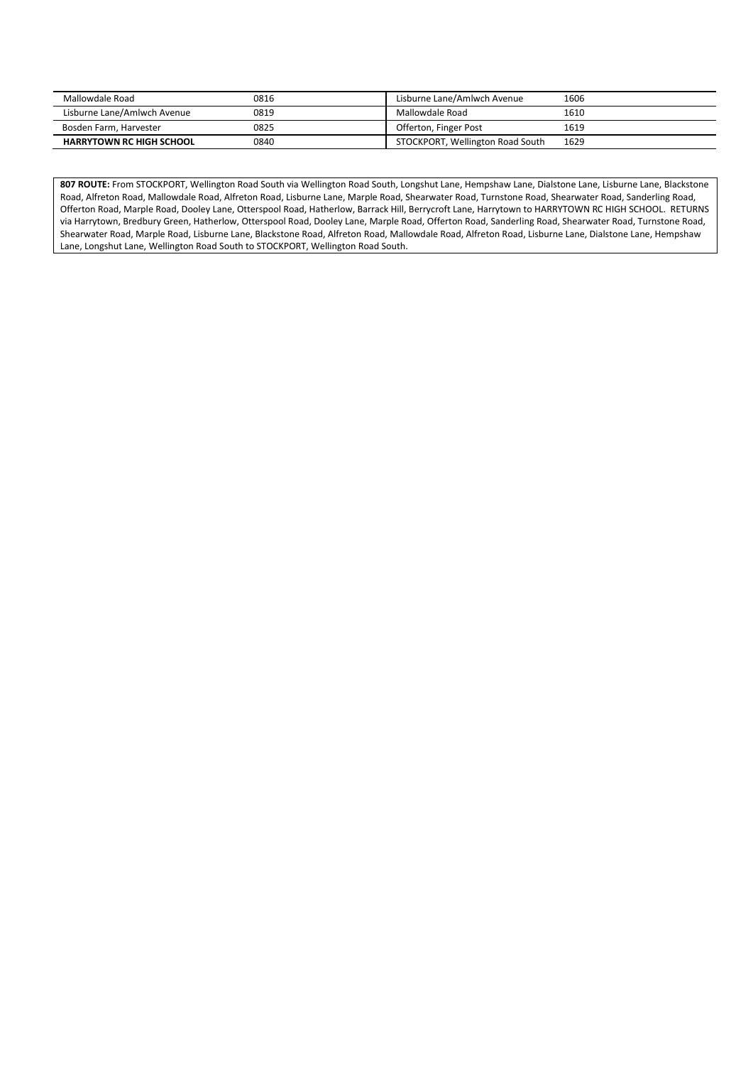| | | | |
|---|---|---|---|
| Mallowdale Road | 0816 | Lisburne Lane/Amlwch Avenue | 1606 |
| Lisburne Lane/Amlwch Avenue | 0819 | Mallowdale Road | 1610 |
| Bosden Farm, Harvester | 0825 | Offerton, Finger Post | 1619 |
| **HARRYTOWN RC HIGH SCHOOL** | 0840 | STOCKPORT, Wellington Road South | 1629 |

**807 ROUTE:** From STOCKPORT, Wellington Road South via Wellington Road South, Longshut Lane, Hempshaw Lane, Dialstone Lane, Lisburne Lane, Blackstone Road, Alfreton Road, Mallowdale Road, Alfreton Road, Lisburne Lane, Marple Road, Shearwater Road, Turnstone Road, Shearwater Road, Sanderling Road, Offerton Road, Marple Road, Dooley Lane, Otterspool Road, Hatherlow, Barrack Hill, Berrycroft Lane, Harrytown to HARRYTOWN RC HIGH SCHOOL. RETURNS via Harrytown, Bredbury Green, Hatherlow, Otterspool Road, Dooley Lane, Marple Road, Offerton Road, Sanderling Road, Shearwater Road, Turnstone Road, Shearwater Road, Marple Road, Lisburne Lane, Blackstone Road, Alfreton Road, Mallowdale Road, Alfreton Road, Lisburne Lane, Dialstone Lane, Hempshaw Lane, Longshut Lane, Wellington Road South to STOCKPORT, Wellington Road South.